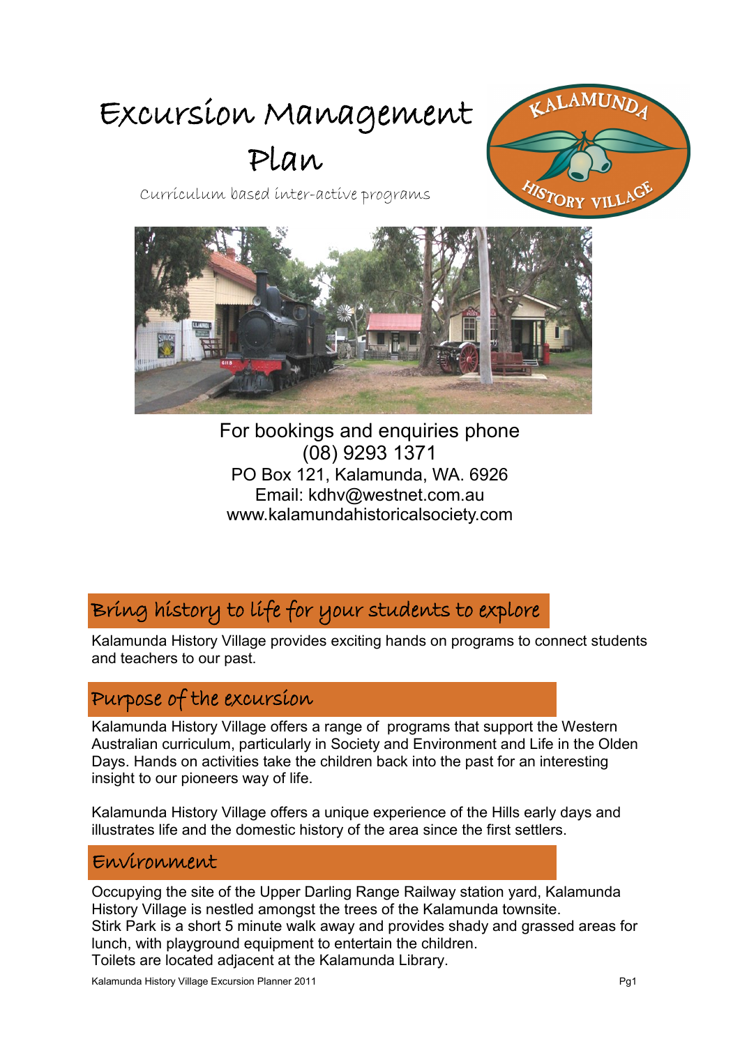# Excursion Management Plan

Curriculum based inter-active programs

For bookings and enquiries phone
(08) 9293 1371
PO Box 121, Kalamunda, WA. 6926
Email: kdhv@westnet.com.au
www.kalamundahistoricalsociety.com

## Bring history to life for your students to explore

Kalamunda History Village provides exciting hands on programs to connect students and teachers to our past.

## Purpose of the excursion

Kalamunda History Village offers a range of programs that support the Western Australian curriculum, particularly in Society and Environment and Life in the Olden Days. Hands on activities take the children back into the past for an interesting insight to our pioneers way of life.

Kalamunda History Village offers a unique experience of the Hills early days and illustrates life and the domestic history of the area since the first settlers.

## Environment

Occupying the site of the Upper Darling Range Railway station yard, Kalamunda History Village is nestled amongst the trees of the Kalamunda townsite.
Stirk Park is a short 5 minute walk away and provides shady and grassed areas for lunch, with playground equipment to entertain the children.
Toilets are located adjacent at the Kalamunda Library.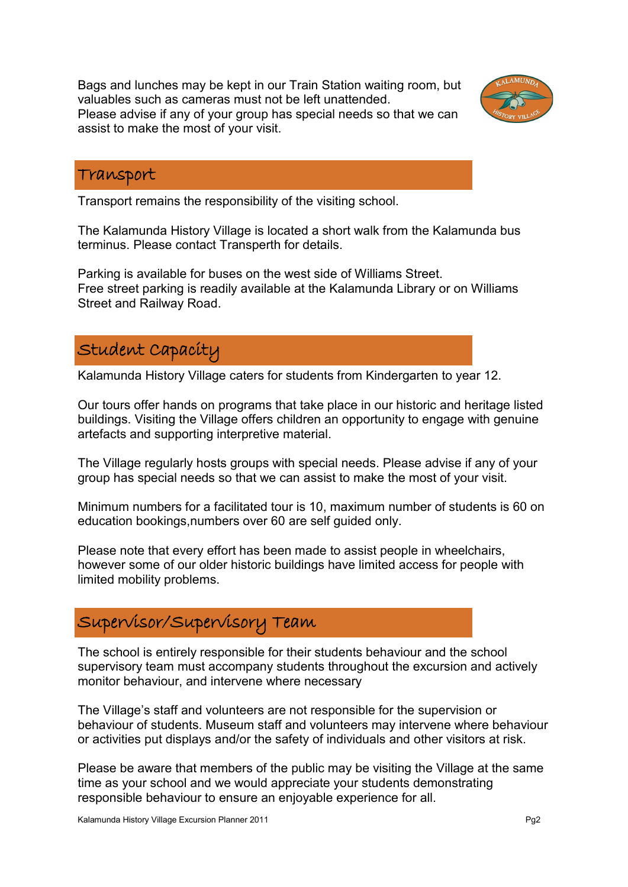Bags and lunches may be kept in our Train Station waiting room, but valuables such as cameras must not be left unattended.
Please advise if any of your group has special needs so that we can assist to make the most of your visit.

## Transport

Transport remains the responsibility of the visiting school.

The Kalamunda History Village is located a short walk from the Kalamunda bus terminus. Please contact Transperth for details.

Parking is available for buses on the west side of Williams Street.
Free street parking is readily available at the Kalamunda Library or on Williams Street and Railway Road.

## Student Capacity

Kalamunda History Village caters for students from Kindergarten to year 12.

Our tours offer hands on programs that take place in our historic and heritage listed buildings. Visiting the Village offers children an opportunity to engage with genuine artefacts and supporting interpretive material.

The Village regularly hosts groups with special needs. Please advise if any of your group has special needs so that we can assist to make the most of your visit.

Minimum numbers for a facilitated tour is 10, maximum number of students is 60 on education bookings,numbers over 60 are self guided only.

Please note that every effort has been made to assist people in wheelchairs, however some of our older historic buildings have limited access for people with limited mobility problems.

## Supervisor/Supervisory Team

The school is entirely responsible for their students behaviour and the school supervisory team must accompany students throughout the excursion and actively monitor behaviour, and intervene where necessary

The Village's staff and volunteers are not responsible for the supervision or behaviour of students. Museum staff and volunteers may intervene where behaviour or activities put displays and/or the safety of individuals and other visitors at risk.

Please be aware that members of the public may be visiting the Village at the same time as your school and we would appreciate your students demonstrating responsible behaviour to ensure an enjoyable experience for all.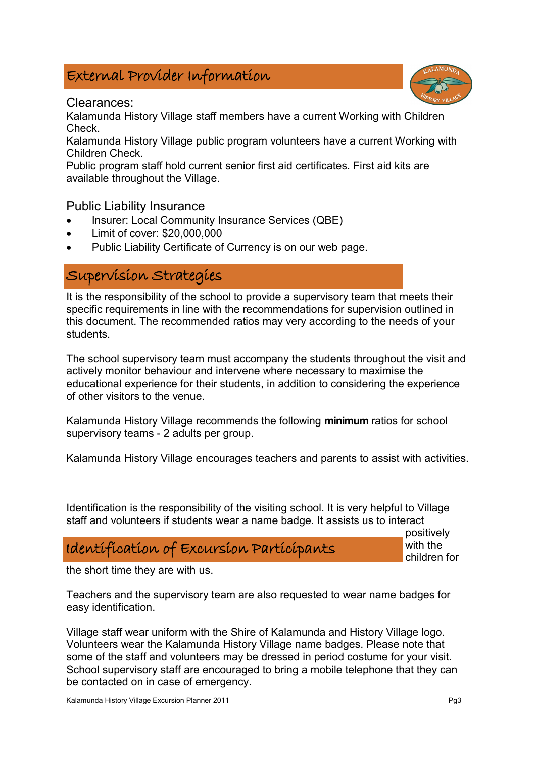## External Provider Information

### Clearances:

Kalamunda History Village staff members have a current Working with Children Check.
Kalamunda History Village public program volunteers have a current Working with Children Check.
Public program staff hold current senior first aid certificates. First aid kits are available throughout the Village.

### Public Liability Insurance

- Insurer: Local Community Insurance Services (QBE)
- Limit of cover: $20,000,000
- Public Liability Certificate of Currency is on our web page.

## Supervision Strategies

It is the responsibility of the school to provide a supervisory team that meets their specific requirements in line with the recommendations for supervision outlined in this document. The recommended ratios may very according to the needs of your students.

The school supervisory team must accompany the students throughout the visit and actively monitor behaviour and intervene where necessary to maximise the educational experience for their students, in addition to considering the experience of other visitors to the venue.

Kalamunda History Village recommends the following **minimum** ratios for school supervisory teams - 2 adults per group.

Kalamunda History Village encourages teachers and parents to assist with activities.

## Identification of Excursion Participants

Identification is the responsibility of the visiting school. It is very helpful to Village staff and volunteers if students wear a name badge. It assists us to interact positively with the children for the short time they are with us.

Teachers and the supervisory team are also requested to wear name badges for easy identification.

Village staff wear uniform with the Shire of Kalamunda and History Village logo. Volunteers wear the Kalamunda History Village name badges. Please note that some of the staff and volunteers may be dressed in period costume for your visit. School supervisory staff are encouraged to bring a mobile telephone that they can be contacted on in case of emergency.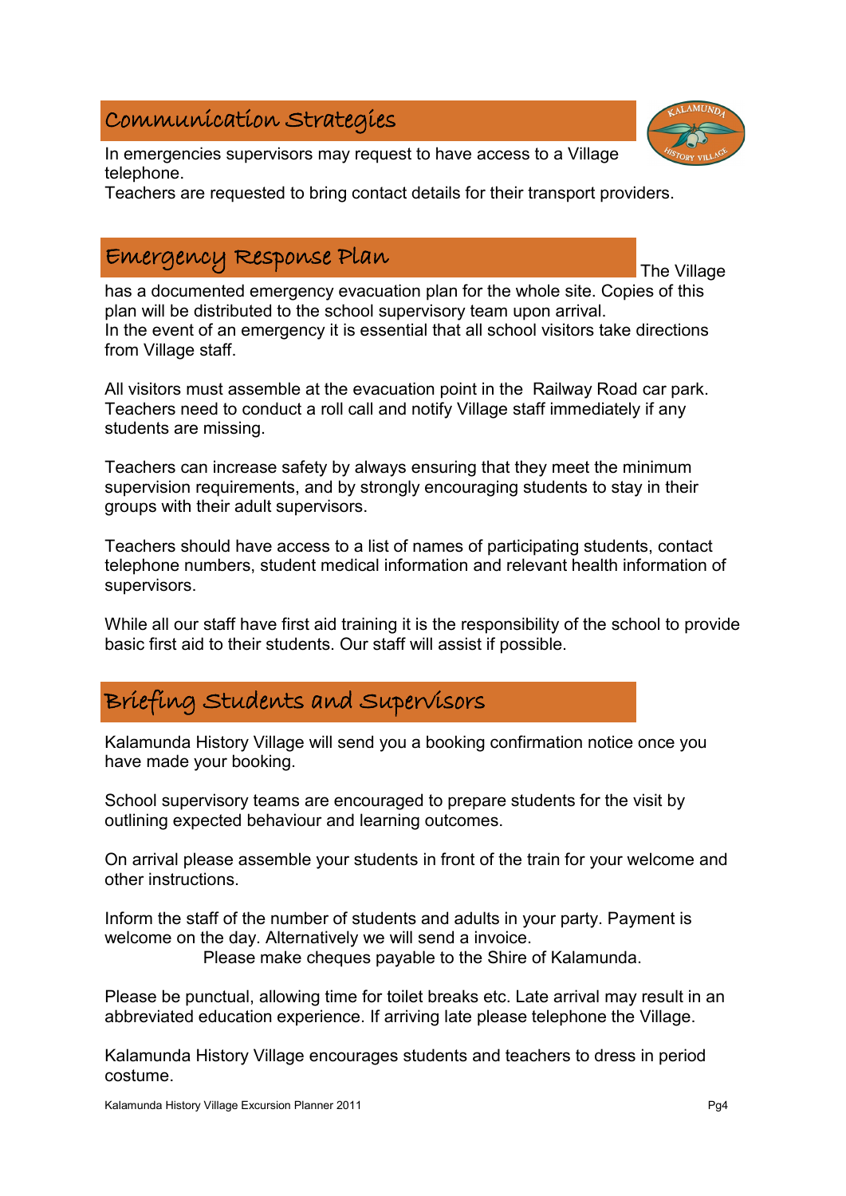## Communication Strategies

In emergencies supervisors may request to have access to a Village telephone.
Teachers are requested to bring contact details for their transport providers.

## Emergency Response Plan

The Village has a documented emergency evacuation plan for the whole site. Copies of this plan will be distributed to the school supervisory team upon arrival.
In the event of an emergency it is essential that all school visitors take directions from Village staff.

All visitors must assemble at the evacuation point in the Railway Road car park. Teachers need to conduct a roll call and notify Village staff immediately if any students are missing.

Teachers can increase safety by always ensuring that they meet the minimum supervision requirements, and by strongly encouraging students to stay in their groups with their adult supervisors.

Teachers should have access to a list of names of participating students, contact telephone numbers, student medical information and relevant health information of supervisors.

While all our staff have first aid training it is the responsibility of the school to provide basic first aid to their students. Our staff will assist if possible.

## Briefing Students and Supervisors

Kalamunda History Village will send you a booking confirmation notice once you have made your booking.

School supervisory teams are encouraged to prepare students for the visit by outlining expected behaviour and learning outcomes.

On arrival please assemble your students in front of the train for your welcome and other instructions.

Inform the staff of the number of students and adults in your party. Payment is welcome on the day. Alternatively we will send a invoice.
Please make cheques payable to the Shire of Kalamunda.

Please be punctual, allowing time for toilet breaks etc. Late arrival may result in an abbreviated education experience. If arriving late please telephone the Village.

Kalamunda History Village encourages students and teachers to dress in period costume.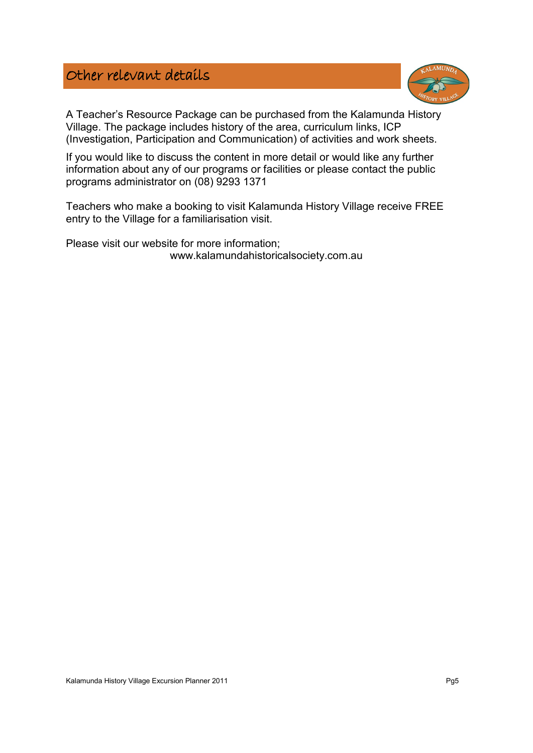# Other relevant details

A Teacher's Resource Package can be purchased from the Kalamunda History Village. The package includes history of the area, curriculum links, ICP (Investigation, Participation and Communication) of activities and work sheets.

If you would like to discuss the content in more detail or would like any further information about any of our programs or facilities or please contact the public programs administrator on (08) 9293 1371

Teachers who make a booking to visit Kalamunda History Village receive FREE entry to the Village for a familiarisation visit.

Please visit our website for more information;
www.kalamundahistoricalsociety.com.au